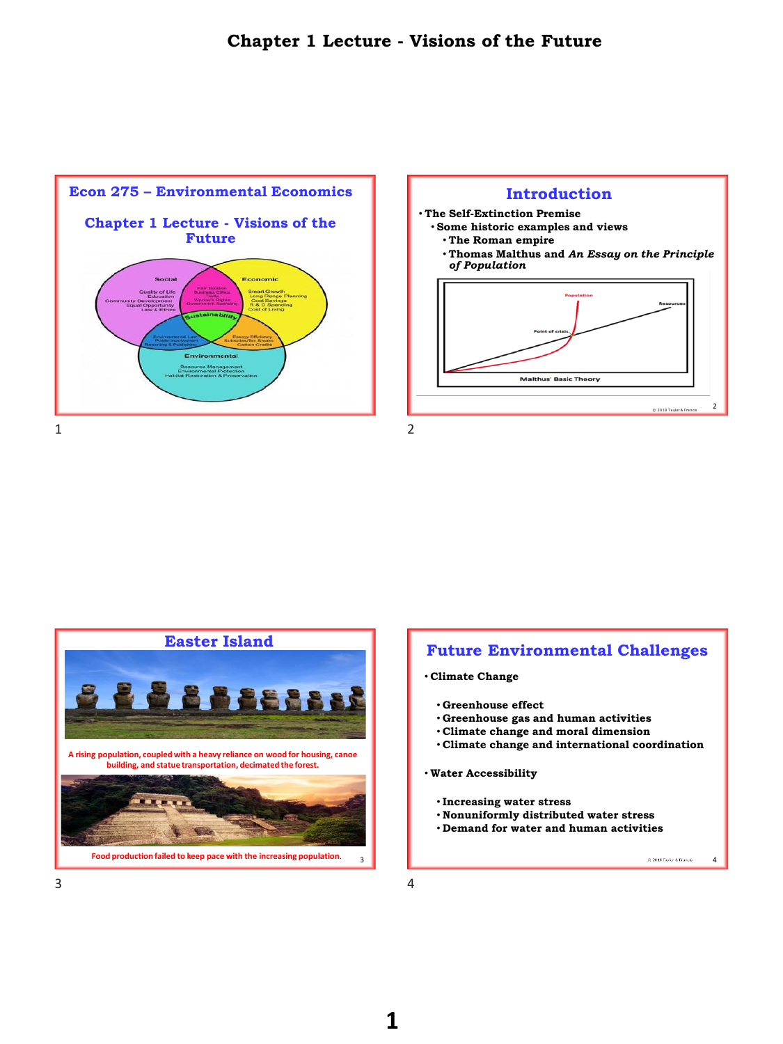# Chapter 1 Lecture - Visions of the Future

## Econ 275 – Environmental Economics

### Chapter 1 Lecture - Visions of the Future

Social: Quality of Life, Education, Community Development, Equal Opportunity, Law & Ethics

Economic: Smart Growth, Long Range Planning, Cost Savings, R & D Spending, Cost of Living

Environmental: Resource Management, Environmental Protection, Habitat Restoration & Preservation

Social/Economic: Fair Taxation, Business Ethics, Trade, Worker's Rights, Government Spending

Social/Environmental: Environmental Law, Public Involvement, Reporting & Publishing

Economic/Environmental: Energy Efficiency, Subsidies/Tax Breaks, Carbon Credits

Sustainability

1

## Introduction

- The Self-Extinction Premise
  - Some historic examples and views
    - The Roman empire
    - Thomas Malthus and *An Essay on the Principle of Population*

Population

Resources

Point of crisis

Malthus' Basic Theory

© 2018 Taylor & Francis

2

## Easter Island

A rising population, coupled with a heavy reliance on wood for housing, canoe building, and statue transportation, decimated the forest.

Food production failed to keep pace with the increasing population.

3

## Future Environmental Challenges

- Climate Change
  - Greenhouse effect
  - Greenhouse gas and human activities
  - Climate change and moral dimension
  - Climate change and international coordination
- Water Accessibility
  - Increasing water stress
  - Nonuniformly distributed water stress
  - Demand for water and human activities

© 2018 Taylor & Francis

4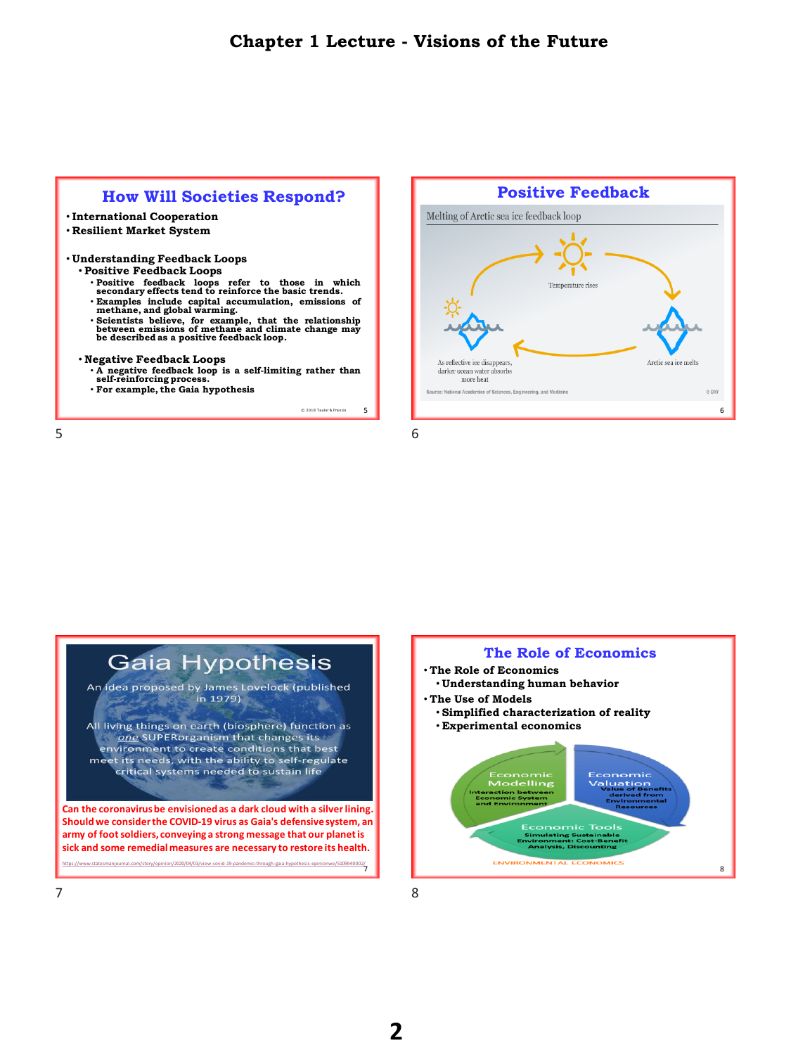# Chapter 1 Lecture - Visions of the Future

## How Will Societies Respond?

- **International Cooperation**
- **Resilient Market System**

- **Understanding Feedback Loops**
  - **Positive Feedback Loops**
    - **Positive feedback loops refer to those in which secondary effects tend to reinforce the basic trends.**
    - **Examples include capital accumulation, emissions of methane, and global warming.**
    - **Scientists believe, for example, that the relationship between emissions of methane and climate change may be described as a positive feedback loop.**
  - **Negative Feedback Loops**
    - **A negative feedback loop is a self-limiting rather than self-reinforcing process.**
    - **For example, the Gaia hypothesis**

© 2018 Taylor & Francis

## Positive Feedback

Melting of Arctic sea ice feedback loop

Temperature rises

Arctic sea ice melts

As reflective ice disappears, darker ocean water absorbs more heat

Source: National Academies of Sciences, Engineering, and Medicine

© DW

## Gaia Hypothesis

An idea proposed by James Lovelock (published in 1979)

All living things on earth (biosphere) function as *one* SUPERorganism that changes its environment to create conditions that best meet its needs, with the ability to self-regulate critical systems needed to sustain life

**Can the coronavirus be envisioned as a dark cloud with a silver lining. Should we consider the COVID-19 virus as Gaia's defensive system, an army of foot soldiers, conveying a strong message that our planet is sick and some remedial measures are necessary to restore its health.**

https://www.statesmanjournal.com/story/opinion/2020/04/03/view-covid-19-pandemic-through-gaia-hypothesis-opinionwe/5109940002/

## The Role of Economics

- **The Role of Economics**
  - **Understanding human behavior**
- **The Use of Models**
  - **Simplified characterization of reality**
  - **Experimental economics**

Economic Modelling — Interaction between Economic System and Environment

Economic Valuation — Value of Benefits derived from Environmental Resources

Economic Tools — Simulating Sustainable Environment: Cost-Benefit Analysis, Discounting

ENVIRONMENTAL ECONOMICS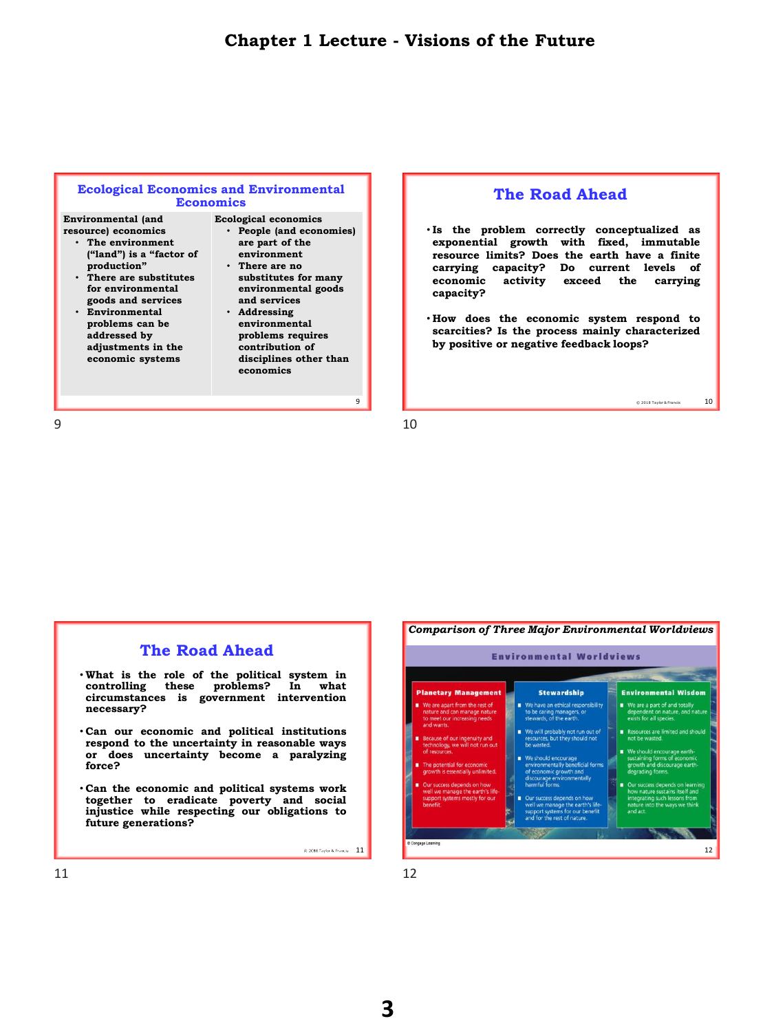# Chapter 1 Lecture - Visions of the Future

## Ecological Economics and Environmental Economics

| Environmental (and resource) economics | Ecological economics |
|---|---|
| • The environment ("land") is a "factor of production"<br>• There are substitutes for environmental goods and services<br>• Environmental problems can be addressed by adjustments in the economic systems | • People (and economies) are part of the environment<br>• There are no substitutes for many environmental goods and services<br>• Addressing environmental problems requires contribution of disciplines other than economics |

## The Road Ahead

- Is the problem correctly conceptualized as exponential growth with fixed, immutable resource limits? Does the earth have a finite carrying capacity? Do current levels of economic activity exceed the carrying capacity?
- How does the economic system respond to scarcities? Is the process mainly characterized by positive or negative feedback loops?

© 2018 Taylor & Francis

## The Road Ahead

- What is the role of the political system in controlling these problems? In what circumstances is government intervention necessary?
- Can our economic and political institutions respond to the uncertainty in reasonable ways or does uncertainty become a paralyzing force?
- Can the economic and political systems work together to eradicate poverty and social injustice while respecting our obligations to future generations?

© 2018 Taylor & Francis

## *Comparison of Three Major Environmental Worldviews*

### Environmental Worldviews

| Planetary Management | Stewardship | Environmental Wisdom |
|---|---|---|
| We are apart from the rest of nature and can manage nature to meet our increasing needs and wants. | We have an ethical responsibility to be caring managers, or stewards, of the earth. | We are a part of and totally dependent on nature, and nature exists for all species. |
| Because of our ingenuity and technology, we will not run out of resources. | We will probably not run out of resources, but they should not be wasted. | Resources are limited and should not be wasted. |
| The potential for economic growth is essentially unlimited. | We should encourage environmentally beneficial forms of economic growth and discourage environmentally harmful forms. | We should encourage earth-sustaining forms of economic growth and discourage earth-degrading forms. |
| Our success depends on how well we manage the earth's life-support systems mostly for our benefit. | Our success depends on how well we manage the earth's life-support systems for our benefit and for the rest of nature. | Our success depends on learning how nature sustains itself and integrating such lessons from nature into the ways we think and act. |

© Cengage Learning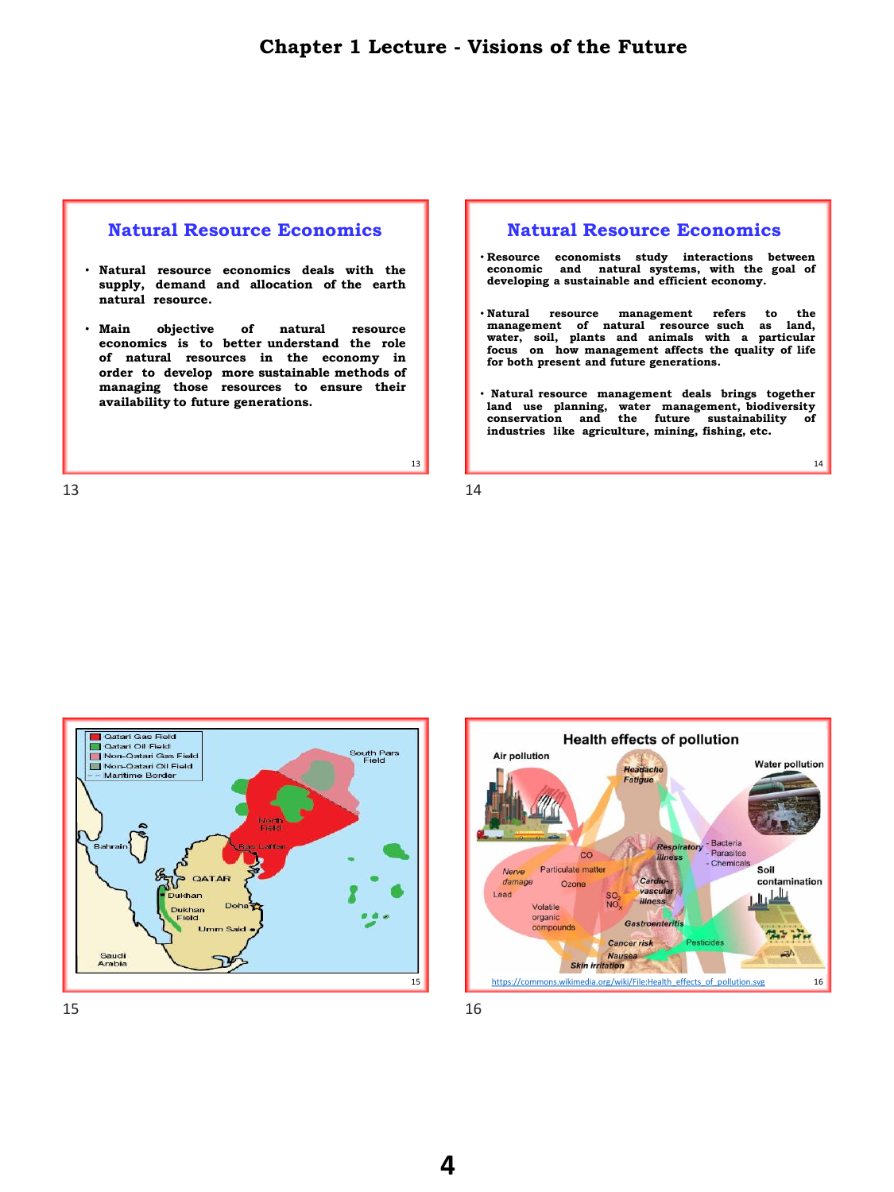# Chapter 1 Lecture - Visions of the Future

## Natural Resource Economics

- Natural resource economics deals with the supply, demand and allocation of the earth natural resource.
- Main objective of natural resource economics is to better understand the role of natural resources in the economy in order to develop more sustainable methods of managing those resources to ensure their availability to future generations.

13

## Natural Resource Economics

- Resource economists study interactions between economic and natural systems, with the goal of developing a sustainable and efficient economy.
- Natural resource management refers to the management of natural resource such as land, water, soil, plants and animals with a particular focus on how management affects the quality of life for both present and future generations.
- Natural resource management deals brings together land use planning, water management, biodiversity conservation and the future sustainability of industries like agriculture, mining, fishing, etc.

14

Qatari Gas Field
Qatari Oil Field
Non-Qatari Gas Field
Non-Qatari Oil Field
Maritime Border
South Pars Field
North Field
Bahrain
Ras Laffan
QATAR
Dukhan
Dukhan Field
Doha
Umm Said
Saudi Arabia

15

Health effects of pollution

Air pollution
Water pollution
Soil contamination
Headache
Fatigue
Respiratory illness
- Bacteria
- Parasites
- Chemicals
CO
Nerve damage
Particulate matter
Ozone
Lead
Cardio-vascular illness
$SO_2$
$NO_x$
Volatile organic compounds
Gastroenteritis
Cancer risk
Nausea
Skin irritation
Pesticides

https://commons.wikimedia.org/wiki/File:Health_effects_of_pollution.svg

16